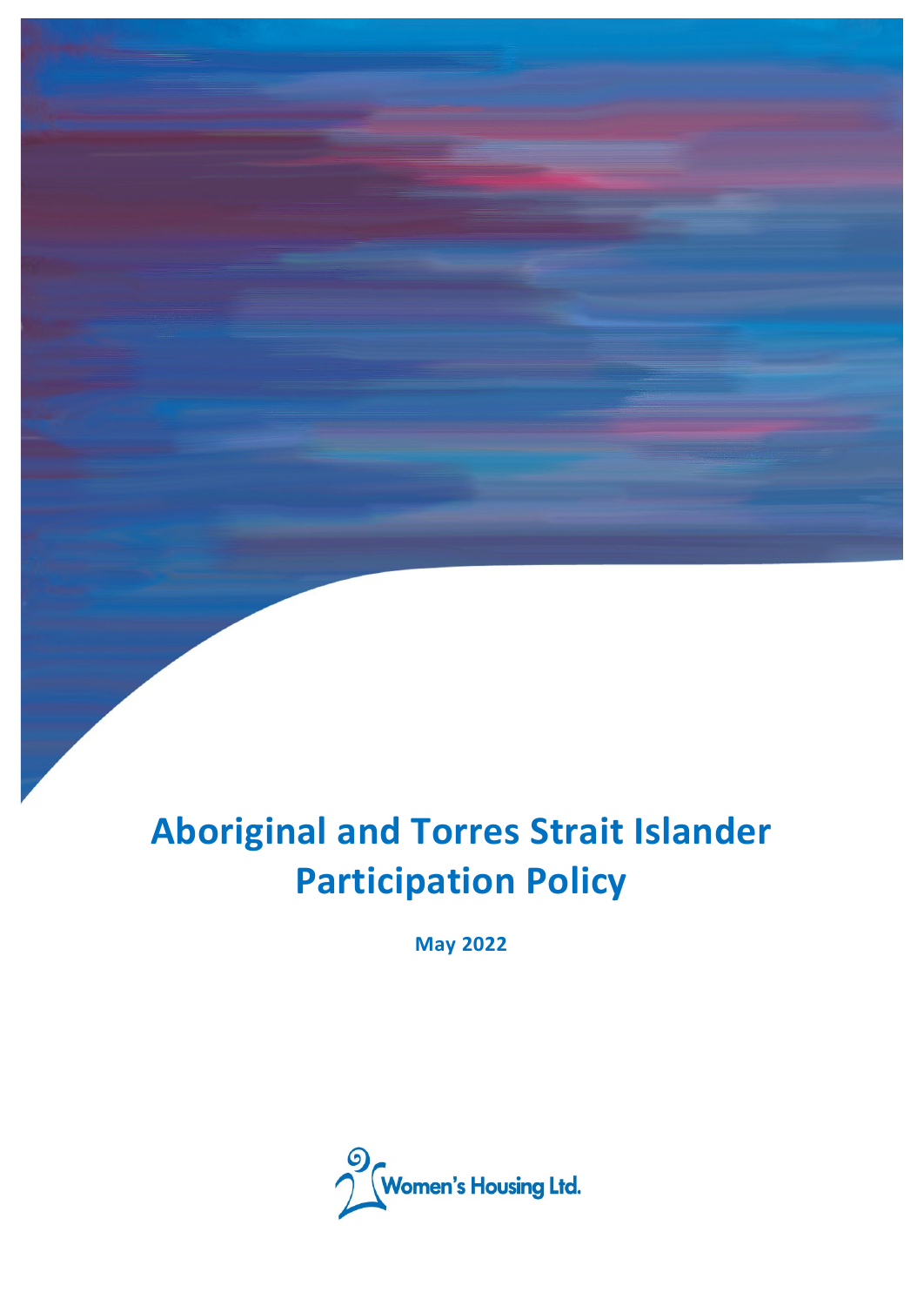# Aboriginal and Torres Strait Islander Participation Policy

**May 2022**

Women's Housing Ltd.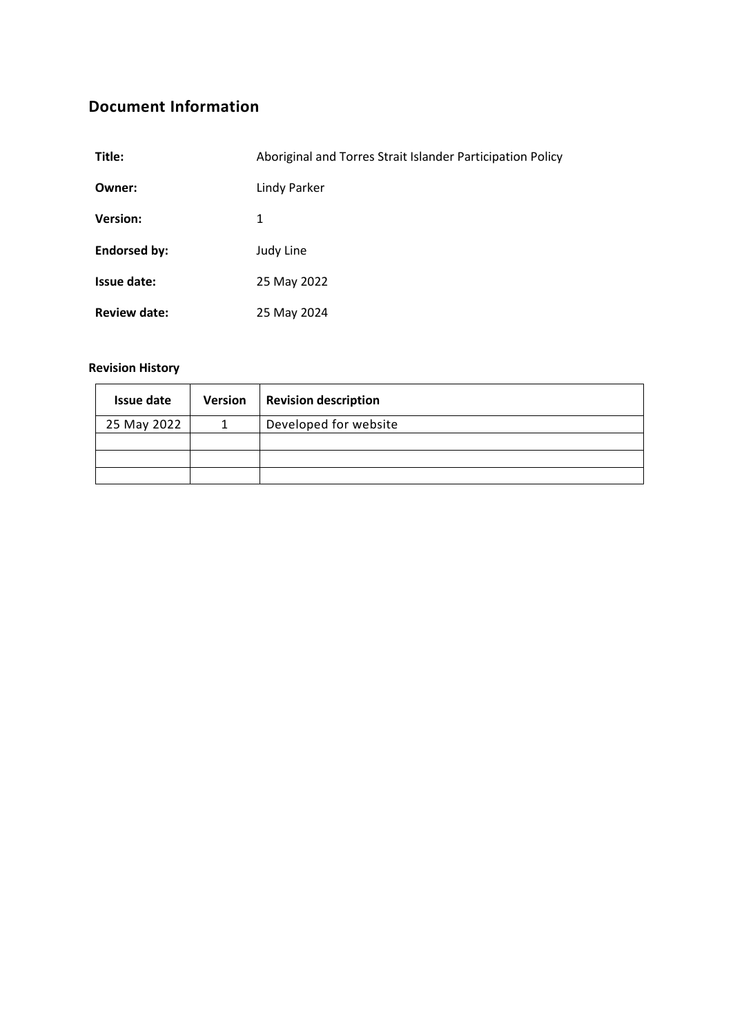## Document Information

| | |
|---|---|
| **Title:** | Aboriginal and Torres Strait Islander Participation Policy |
| **Owner:** | Lindy Parker |
| **Version:** | 1 |
| **Endorsed by:** | Judy Line |
| **Issue date:** | 25 May 2022 |
| **Review date:** | 25 May 2024 |

**Revision History**

| Issue date | Version | Revision description |
|---|---|---|
| 25 May 2022 | 1 | Developed for website |
| | | |
| | | |
| | | |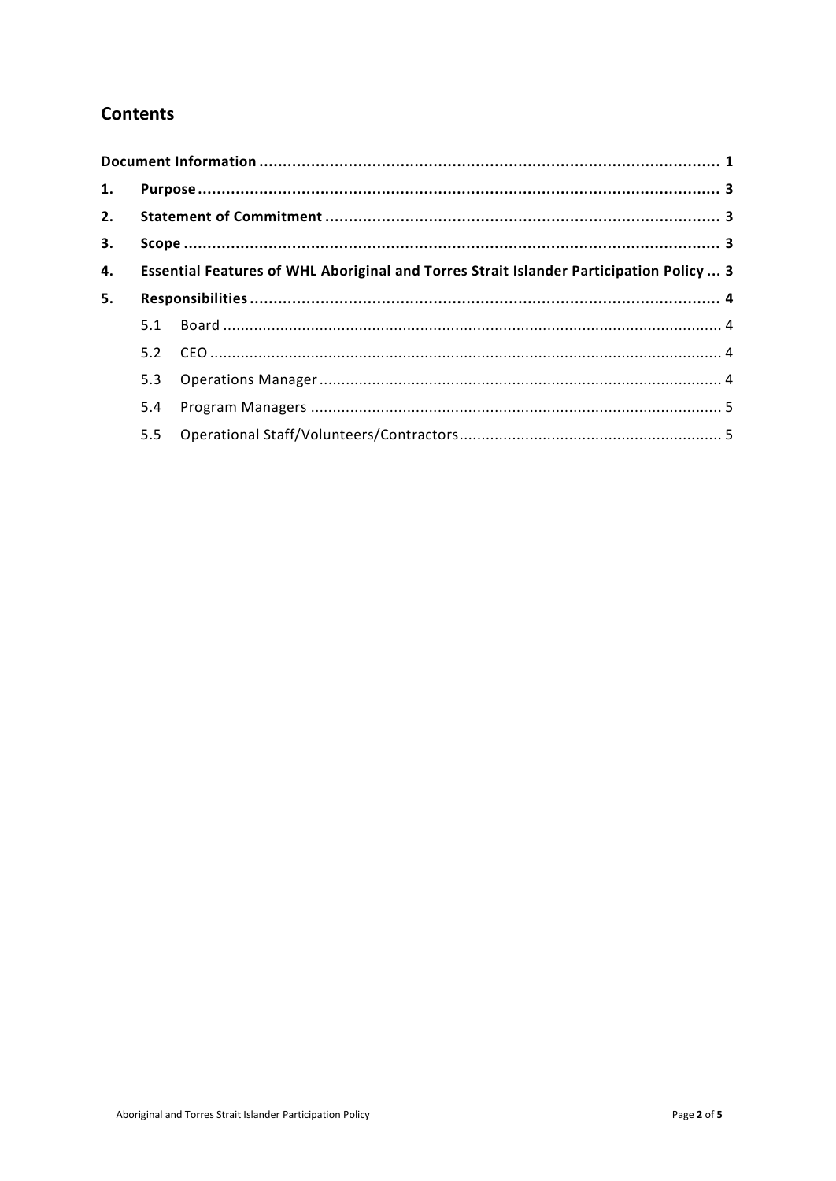## Contents

| | | |
|---|---|---|
| **Document Information** | | **1** |
| **1.** | **Purpose** | **3** |
| **2.** | **Statement of Commitment** | **3** |
| **3.** | **Scope** | **3** |
| **4.** | **Essential Features of WHL Aboriginal and Torres Strait Islander Participation Policy** | **3** |
| **5.** | **Responsibilities** | **4** |
| | 5.1 Board | 4 |
| | 5.2 CEO | 4 |
| | 5.3 Operations Manager | 4 |
| | 5.4 Program Managers | 5 |
| | 5.5 Operational Staff/Volunteers/Contractors | 5 |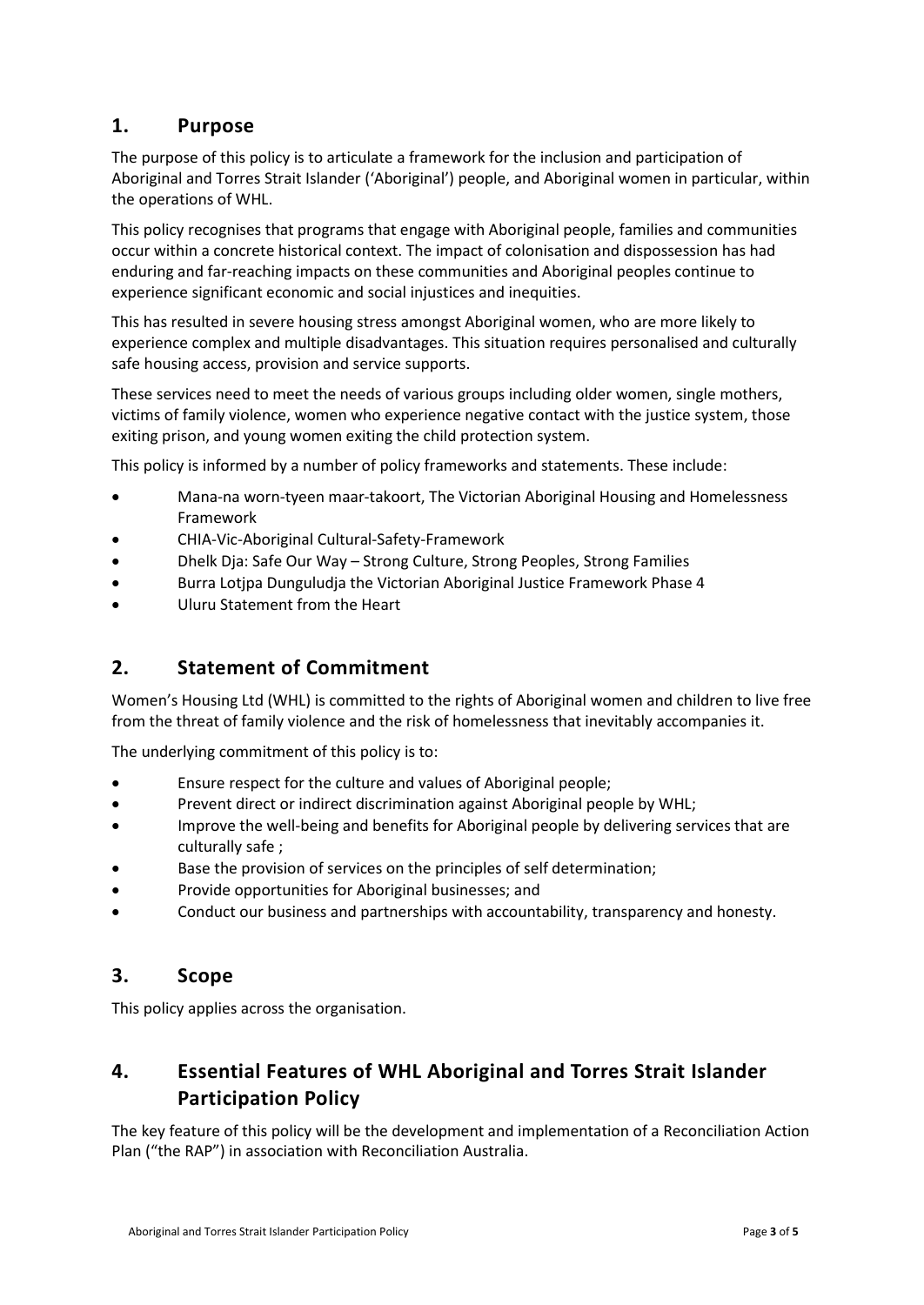## 1. Purpose

The purpose of this policy is to articulate a framework for the inclusion and participation of Aboriginal and Torres Strait Islander ('Aboriginal') people, and Aboriginal women in particular, within the operations of WHL.

This policy recognises that programs that engage with Aboriginal people, families and communities occur within a concrete historical context. The impact of colonisation and dispossession has had enduring and far-reaching impacts on these communities and Aboriginal peoples continue to experience significant economic and social injustices and inequities.

This has resulted in severe housing stress amongst Aboriginal women, who are more likely to experience complex and multiple disadvantages. This situation requires personalised and culturally safe housing access, provision and service supports.

These services need to meet the needs of various groups including older women, single mothers, victims of family violence, women who experience negative contact with the justice system, those exiting prison, and young women exiting the child protection system.

This policy is informed by a number of policy frameworks and statements. These include:

- Mana-na worn-tyeen maar-takoort, The Victorian Aboriginal Housing and Homelessness Framework
- CHIA-Vic-Aboriginal Cultural-Safety-Framework
- Dhelk Dja: Safe Our Way – Strong Culture, Strong Peoples, Strong Families
- Burra Lotjpa Dunguludja the Victorian Aboriginal Justice Framework Phase 4
- Uluru Statement from the Heart

## 2. Statement of Commitment

Women's Housing Ltd (WHL) is committed to the rights of Aboriginal women and children to live free from the threat of family violence and the risk of homelessness that inevitably accompanies it.

The underlying commitment of this policy is to:

- Ensure respect for the culture and values of Aboriginal people;
- Prevent direct or indirect discrimination against Aboriginal people by WHL;
- Improve the well-being and benefits for Aboriginal people by delivering services that are culturally safe ;
- Base the provision of services on the principles of self determination;
- Provide opportunities for Aboriginal businesses; and
- Conduct our business and partnerships with accountability, transparency and honesty.

## 3. Scope

This policy applies across the organisation.

## 4. Essential Features of WHL Aboriginal and Torres Strait Islander Participation Policy

The key feature of this policy will be the development and implementation of a Reconciliation Action Plan ("the RAP") in association with Reconciliation Australia.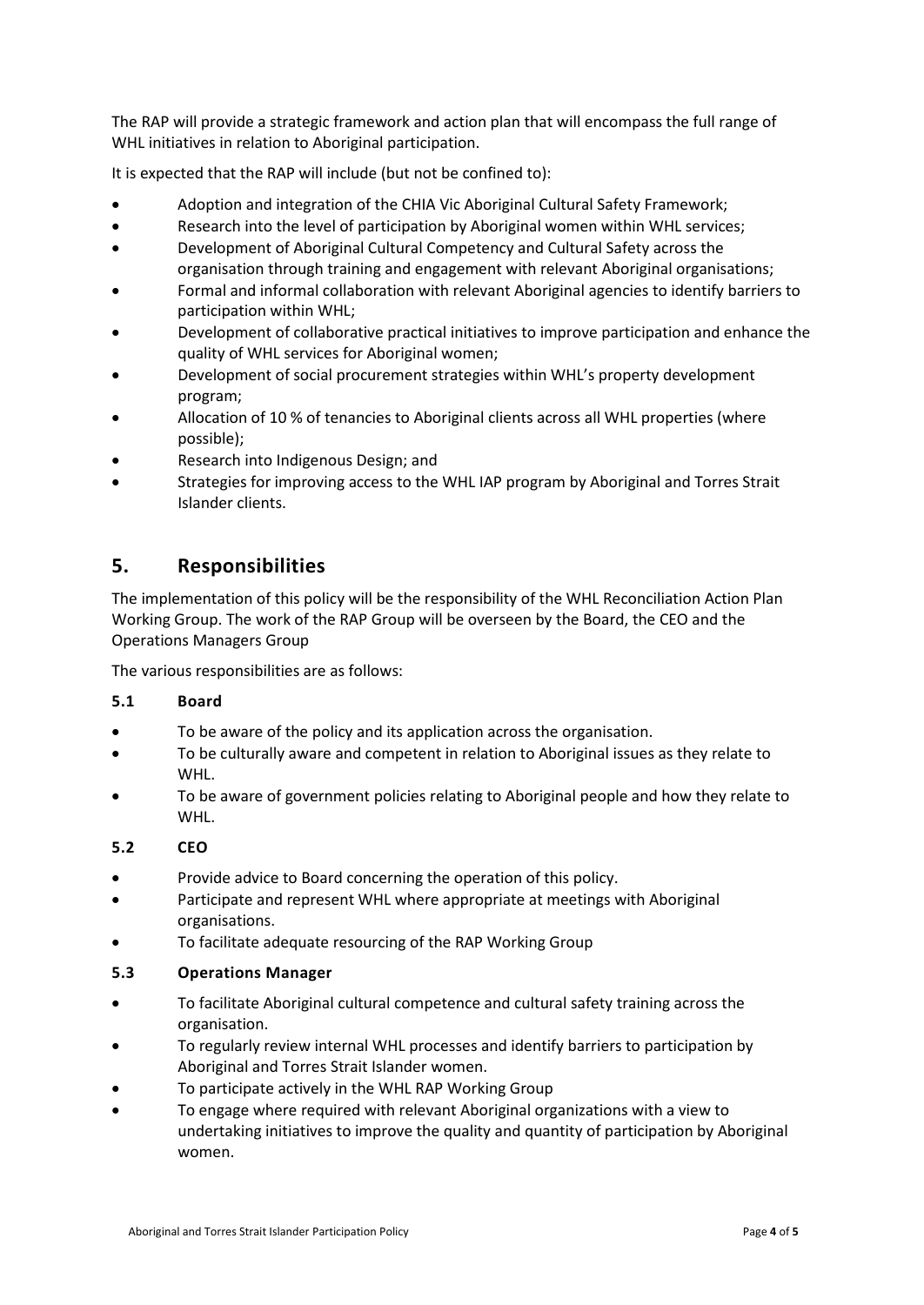The RAP will provide a strategic framework and action plan that will encompass the full range of WHL initiatives in relation to Aboriginal participation.

It is expected that the RAP will include (but not be confined to):

- Adoption and integration of the CHIA Vic Aboriginal Cultural Safety Framework;
- Research into the level of participation by Aboriginal women within WHL services;
- Development of Aboriginal Cultural Competency and Cultural Safety across the organisation through training and engagement with relevant Aboriginal organisations;
- Formal and informal collaboration with relevant Aboriginal agencies to identify barriers to participation within WHL;
- Development of collaborative practical initiatives to improve participation and enhance the quality of WHL services for Aboriginal women;
- Development of social procurement strategies within WHL's property development program;
- Allocation of 10 % of tenancies to Aboriginal clients across all WHL properties (where possible);
- Research into Indigenous Design; and
- Strategies for improving access to the WHL IAP program by Aboriginal and Torres Strait Islander clients.

## 5. Responsibilities

The implementation of this policy will be the responsibility of the WHL Reconciliation Action Plan Working Group. The work of the RAP Group will be overseen by the Board, the CEO and the Operations Managers Group

The various responsibilities are as follows:

### 5.1 Board

- To be aware of the policy and its application across the organisation.
- To be culturally aware and competent in relation to Aboriginal issues as they relate to WHL.
- To be aware of government policies relating to Aboriginal people and how they relate to WHL.

### 5.2 CEO

- Provide advice to Board concerning the operation of this policy.
- Participate and represent WHL where appropriate at meetings with Aboriginal organisations.
- To facilitate adequate resourcing of the RAP Working Group

### 5.3 Operations Manager

- To facilitate Aboriginal cultural competence and cultural safety training across the organisation.
- To regularly review internal WHL processes and identify barriers to participation by Aboriginal and Torres Strait Islander women.
- To participate actively in the WHL RAP Working Group
- To engage where required with relevant Aboriginal organizations with a view to undertaking initiatives to improve the quality and quantity of participation by Aboriginal women.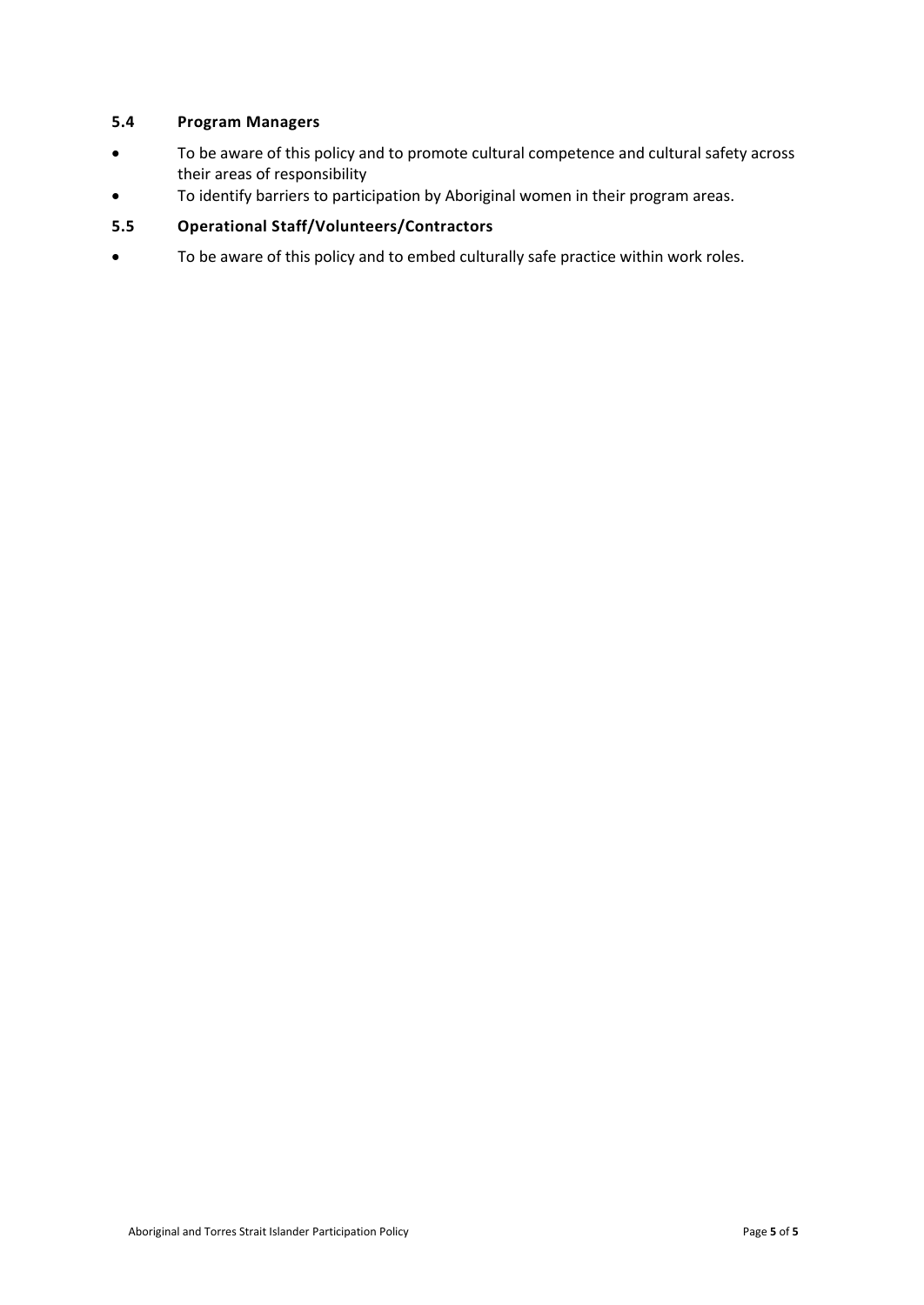### 5.4 Program Managers

- To be aware of this policy and to promote cultural competence and cultural safety across their areas of responsibility
- To identify barriers to participation by Aboriginal women in their program areas.

### 5.5 Operational Staff/Volunteers/Contractors

- To be aware of this policy and to embed culturally safe practice within work roles.